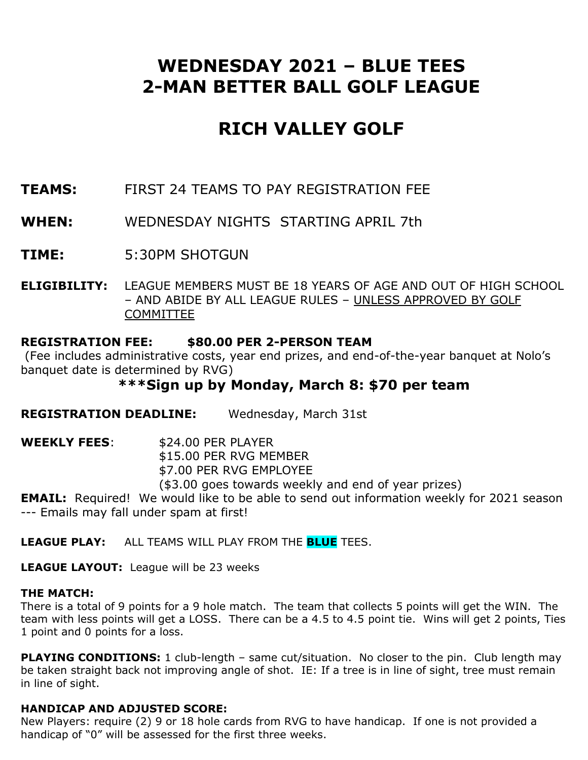# WEDNESDAY 2021 – BLUE TEES
# 2-MAN BETTER BALL GOLF LEAGUE

# RICH VALLEY GOLF

**TEAMS:** FIRST 24 TEAMS TO PAY REGISTRATION FEE

**WHEN:** WEDNESDAY NIGHTS STARTING APRIL 7th

**TIME:** 5:30PM SHOTGUN

**ELIGIBILITY:** LEAGUE MEMBERS MUST BE 18 YEARS OF AGE AND OUT OF HIGH SCHOOL – AND ABIDE BY ALL LEAGUE RULES – UNLESS APPROVED BY GOLF COMMITTEE

**REGISTRATION FEE: $80.00 PER 2-PERSON TEAM**
(Fee includes administrative costs, year end prizes, and end-of-the-year banquet at Nolo's banquet date is determined by RVG)

**\*\*\*Sign up by Monday, March 8: $70 per team**

**REGISTRATION DEADLINE:** Wednesday, March 31st

**WEEKLY FEES**: $24.00 PER PLAYER
$15.00 PER RVG MEMBER
$7.00 PER RVG EMPLOYEE
($3.00 goes towards weekly and end of year prizes)

**EMAIL:** Required! We would like to be able to send out information weekly for 2021 season --- Emails may fall under spam at first!

**LEAGUE PLAY:** ALL TEAMS WILL PLAY FROM THE **BLUE** TEES.

**LEAGUE LAYOUT:** League will be 23 weeks

**THE MATCH:**
There is a total of 9 points for a 9 hole match. The team that collects 5 points will get the WIN. The team with less points will get a LOSS. There can be a 4.5 to 4.5 point tie. Wins will get 2 points, Ties 1 point and 0 points for a loss.

**PLAYING CONDITIONS:** 1 club-length – same cut/situation. No closer to the pin. Club length may be taken straight back not improving angle of shot. IE: If a tree is in line of sight, tree must remain in line of sight.

**HANDICAP AND ADJUSTED SCORE:**
New Players: require (2) 9 or 18 hole cards from RVG to have handicap. If one is not provided a handicap of "0" will be assessed for the first three weeks.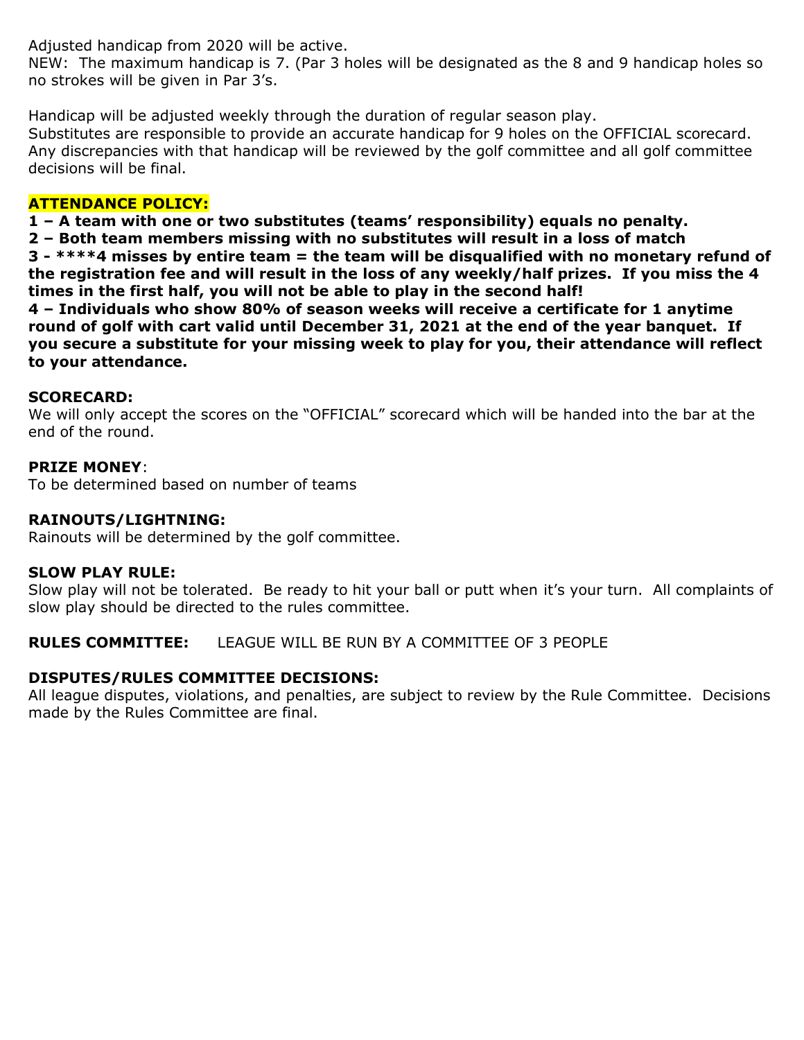Adjusted handicap from 2020 will be active.
NEW: The maximum handicap is 7. (Par 3 holes will be designated as the 8 and 9 handicap holes so no strokes will be given in Par 3's.

Handicap will be adjusted weekly through the duration of regular season play.
Substitutes are responsible to provide an accurate handicap for 9 holes on the OFFICIAL scorecard. Any discrepancies with that handicap will be reviewed by the golf committee and all golf committee decisions will be final.

**ATTENDANCE POLICY:**

**1 – A team with one or two substitutes (teams' responsibility) equals no penalty.**

**2 – Both team members missing with no substitutes will result in a loss of match**

**3 - ****4 misses by entire team = the team will be disqualified with no monetary refund of the registration fee and will result in the loss of any weekly/half prizes. If you miss the 4 times in the first half, you will not be able to play in the second half!**

**4 – Individuals who show 80% of season weeks will receive a certificate for 1 anytime round of golf with cart valid until December 31, 2021 at the end of the year banquet. If you secure a substitute for your missing week to play for you, their attendance will reflect to your attendance.**

**SCORECARD:**
We will only accept the scores on the "OFFICIAL" scorecard which will be handed into the bar at the end of the round.

**PRIZE MONEY**:
To be determined based on number of teams

**RAINOUTS/LIGHTNING:**
Rainouts will be determined by the golf committee.

**SLOW PLAY RULE:**
Slow play will not be tolerated. Be ready to hit your ball or putt when it's your turn. All complaints of slow play should be directed to the rules committee.

**RULES COMMITTEE:** LEAGUE WILL BE RUN BY A COMMITTEE OF 3 PEOPLE

**DISPUTES/RULES COMMITTEE DECISIONS:**
All league disputes, violations, and penalties, are subject to review by the Rule Committee. Decisions made by the Rules Committee are final.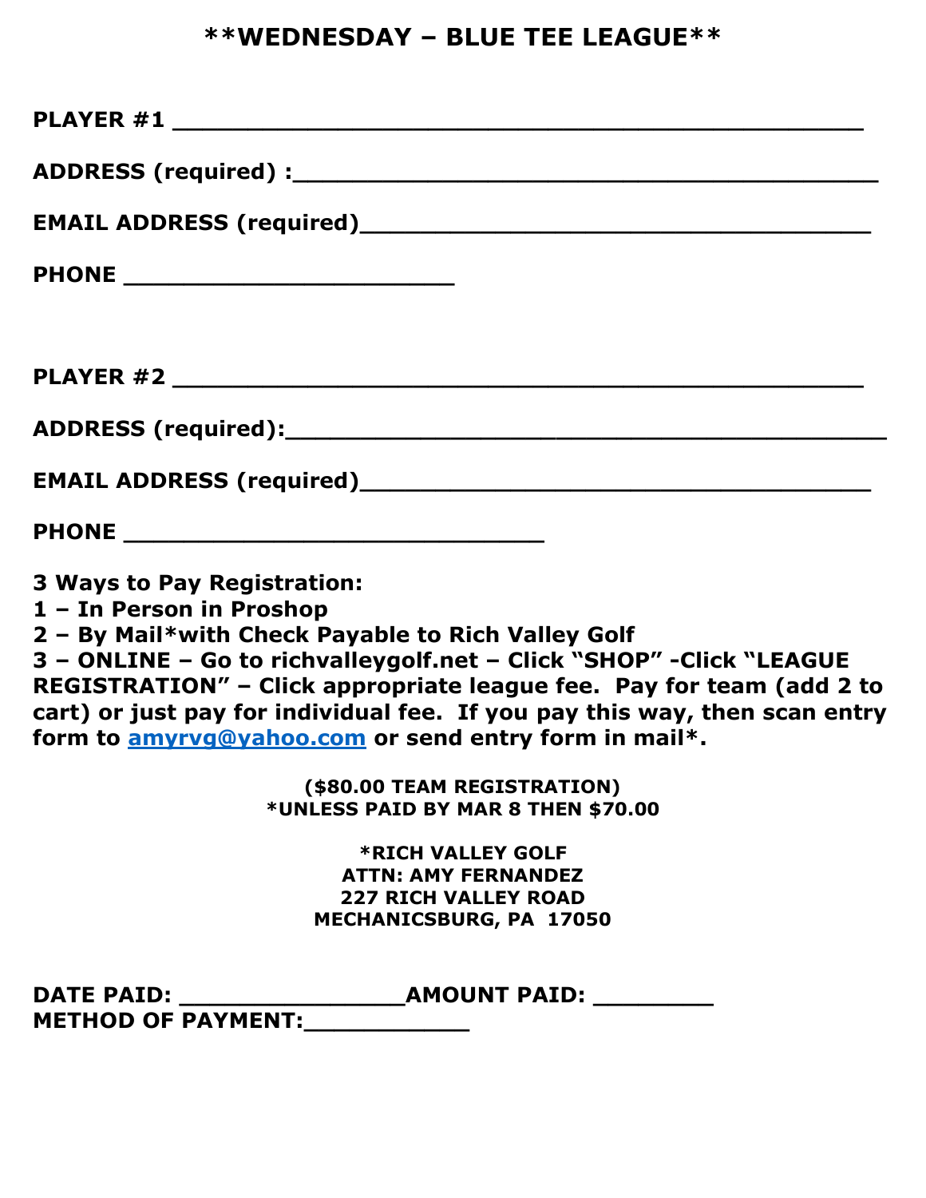# \*\*WEDNESDAY – BLUE TEE LEAGUE\*\*

**PLAYER #1** ________________________________________________

**ADDRESS (required) :**_________________________________________

**EMAIL ADDRESS (required)**____________________________________

**PHONE** _______________________

**PLAYER #2** ________________________________________________

**ADDRESS (required):**___________________________________________

**EMAIL ADDRESS (required)**____________________________________

**PHONE** ______________________________

**3 Ways to Pay Registration:**
**1 – In Person in Proshop**
**2 – By Mail*with Check Payable to Rich Valley Golf**
**3 – ONLINE – Go to richvalleygolf.net – Click "SHOP" -Click "LEAGUE REGISTRATION" – Click appropriate league fee. Pay for team (add 2 to cart) or just pay for individual fee. If you pay this way, then scan entry form to amyrvg@yahoo.com or send entry form in mail*.**

**($80.00 TEAM REGISTRATION)**
**\*UNLESS PAID BY MAR 8 THEN $70.00**

**\*RICH VALLEY GOLF**
**ATTN: AMY FERNANDEZ**
**227 RICH VALLEY ROAD**
**MECHANICSBURG, PA 17050**

**DATE PAID:** ________________**AMOUNT PAID:** _________
**METHOD OF PAYMENT:**____________